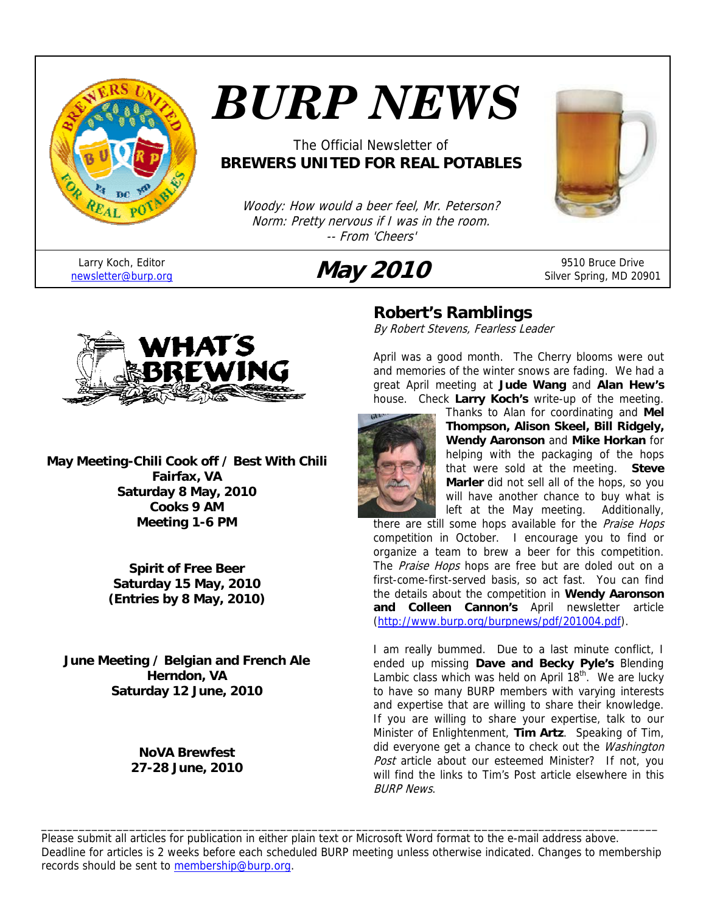# BURP NEWS

The Official Newsletter of
**BREWERS UNITED FOR REAL POTABLES**

*Woody: How would a beer feel, Mr. Peterson?*
*Norm: Pretty nervous if I was in the room.*
*-- From 'Cheers'*

Larry Koch, Editor
newsletter@burp.org

**May 2010**

9510 Bruce Drive
Silver Spring, MD 20901

## WHAT'S BREWING

**May Meeting-Chili Cook off / Best With Chili**
**Fairfax, VA**
**Saturday 8 May, 2010**
**Cooks 9 AM**
**Meeting 1-6 PM**

**Spirit of Free Beer**
**Saturday 15 May, 2010**
**(Entries by 8 May, 2010)**

**June Meeting / Belgian and French Ale**
**Herndon, VA**
**Saturday 12 June, 2010**

**NoVA Brewfest**
**27-28 June, 2010**

## Robert's Ramblings

*By Robert Stevens, Fearless Leader*

April was a good month. The Cherry blooms were out and memories of the winter snows are fading. We had a great April meeting at **Jude Wang** and **Alan Hew's** house. Check **Larry Koch's** write-up of the meeting. Thanks to Alan for coordinating and **Mel Thompson, Alison Skeel, Bill Ridgely, Wendy Aaronson** and **Mike Horkan** for helping with the packaging of the hops that were sold at the meeting. **Steve Marler** did not sell all of the hops, so you will have another chance to buy what is left at the May meeting. Additionally, there are still some hops available for the *Praise Hops* competition in October. I encourage you to find or organize a team to brew a beer for this competition. The *Praise Hops* hops are free but are doled out on a first-come-first-served basis, so act fast. You can find the details about the competition in **Wendy Aaronson and Colleen Cannon's** April newsletter article (http://www.burp.org/burpnews/pdf/201004.pdf).

I am really bummed. Due to a last minute conflict, I ended up missing **Dave and Becky Pyle's** Blending Lambic class which was held on April 18th. We are lucky to have so many BURP members with varying interests and expertise that are willing to share their knowledge. If you are willing to share your expertise, talk to our Minister of Enlightenment, **Tim Artz**. Speaking of Tim, did everyone get a chance to check out the *Washington Post* article about our esteemed Minister? If not, you will find the links to Tim's Post article elsewhere in this *BURP News*.

---

Please submit all articles for publication in either plain text or Microsoft Word format to the e-mail address above. Deadline for articles is 2 weeks before each scheduled BURP meeting unless otherwise indicated. Changes to membership records should be sent to membership@burp.org.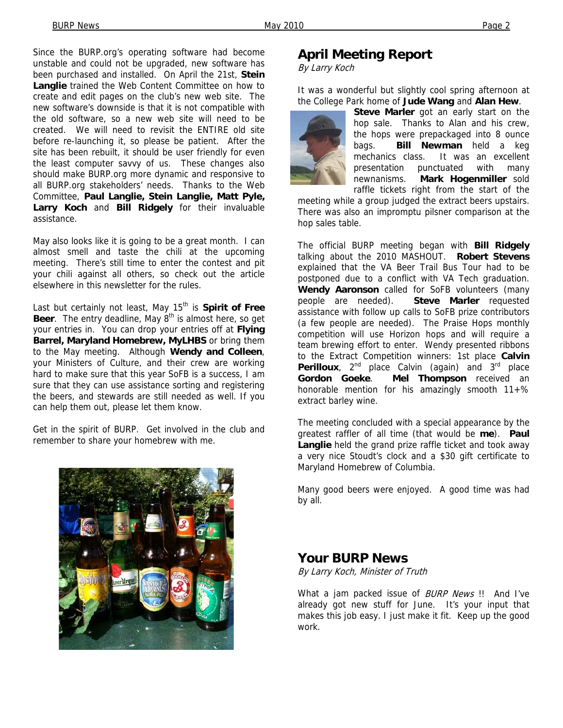Since the BURP.org's operating software had become unstable and could not be upgraded, new software has been purchased and installed. On April the 21st, **Stein Langlie** trained the Web Content Committee on how to create and edit pages on the club's new web site. The new software's downside is that it is not compatible with the old software, so a new web site will need to be created. We will need to revisit the ENTIRE old site before re-launching it, so please be patient. After the site has been rebuilt, it should be user friendly for even the least computer savvy of us. These changes also should make BURP.org more dynamic and responsive to all BURP.org stakeholders' needs. Thanks to the Web Committee, **Paul Langlie, Stein Langlie, Matt Pyle, Larry Koch** and **Bill Ridgely** for their invaluable assistance.

May also looks like it is going to be a great month. I can almost smell and taste the chili at the upcoming meeting. There's still time to enter the contest and pit your chili against all others, so check out the article elsewhere in this newsletter for the rules.

Last but certainly not least, May 15th is **Spirit of Free Beer**. The entry deadline, May 8th is almost here, so get your entries in. You can drop your entries off at **Flying Barrel, Maryland Homebrew, MyLHBS** or bring them to the May meeting. Although **Wendy and Colleen**, your Ministers of Culture, and their crew are working hard to make sure that this year SoFB is a success, I am sure that they can use assistance sorting and registering the beers, and stewards are still needed as well. If you can help them out, please let them know.

Get in the spirit of BURP. Get involved in the club and remember to share your homebrew with me.

## April Meeting Report

*By Larry Koch*

It was a wonderful but slightly cool spring afternoon at the College Park home of **Jude Wang** and **Alan Hew**. **Steve Marler** got an early start on the hop sale. Thanks to Alan and his crew, the hops were prepackaged into 8 ounce bags. **Bill Newman** held a keg mechanics class. It was an excellent presentation punctuated with many newnanisms. **Mark Hogenmiller** sold raffle tickets right from the start of the meeting while a group judged the extract beers upstairs. There was also an impromptu pilsner comparison at the hop sales table.

The official BURP meeting began with **Bill Ridgely** talking about the 2010 MASHOUT. **Robert Stevens** explained that the VA Beer Trail Bus Tour had to be postponed due to a conflict with VA Tech graduation. **Wendy Aaronson** called for SoFB volunteers (many people are needed). **Steve Marler** requested assistance with follow up calls to SoFB prize contributors (a few people are needed). The Praise Hops monthly competition will use Horizon hops and will require a team brewing effort to enter. Wendy presented ribbons to the Extract Competition winners: 1st place **Calvin Perilloux**, 2nd place Calvin (again) and 3rd place **Gordon Goeke**. **Mel Thompson** received an honorable mention for his amazingly smooth 11+% extract barley wine.

The meeting concluded with a special appearance by the greatest raffler of all time (that would be **me**). **Paul Langlie** held the grand prize raffle ticket and took away a very nice Stoudt's clock and a $30 gift certificate to Maryland Homebrew of Columbia.

Many good beers were enjoyed. A good time was had by all.

## Your BURP News

*By Larry Koch, Minister of Truth*

What a jam packed issue of *BURP News* !! And I've already got new stuff for June. It's your input that makes this job easy. I just make it fit. Keep up the good work.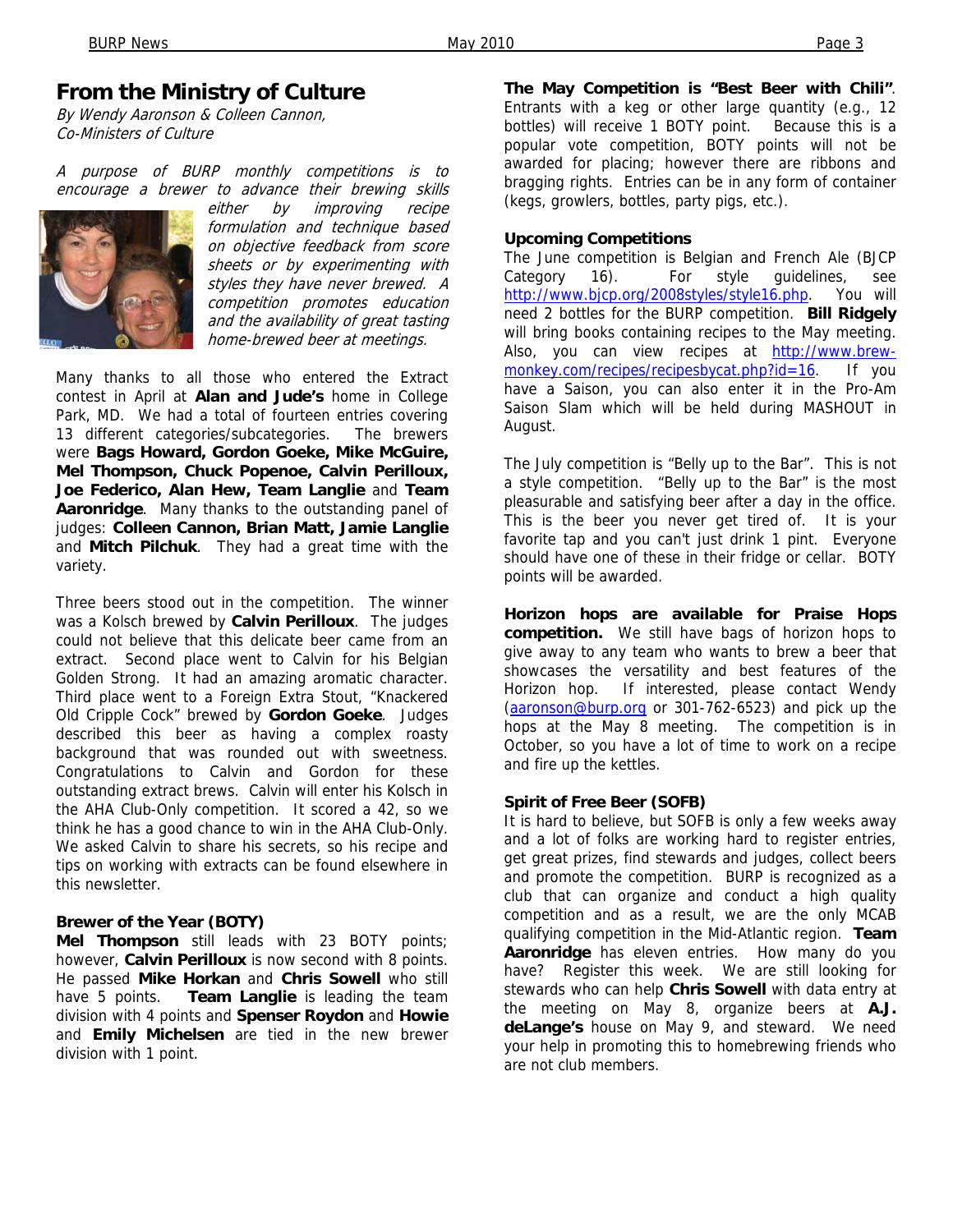## From the Ministry of Culture

*By Wendy Aaronson & Colleen Cannon, Co-Ministers of Culture*

*A purpose of BURP monthly competitions is to encourage a brewer to advance their brewing skills either by improving recipe formulation and technique based on objective feedback from score sheets or by experimenting with styles they have never brewed. A competition promotes education and the availability of great tasting home-brewed beer at meetings.*

Many thanks to all those who entered the Extract contest in April at **Alan and Jude's** home in College Park, MD. We had a total of fourteen entries covering 13 different categories/subcategories. The brewers were **Bags Howard, Gordon Goeke, Mike McGuire, Mel Thompson, Chuck Popenoe, Calvin Perilloux, Joe Federico, Alan Hew, Team Langlie** and **Team Aaronridge**. Many thanks to the outstanding panel of judges: **Colleen Cannon, Brian Matt, Jamie Langlie** and **Mitch Pilchuk**. They had a great time with the variety.

Three beers stood out in the competition. The winner was a Kolsch brewed by **Calvin Perilloux**. The judges could not believe that this delicate beer came from an extract. Second place went to Calvin for his Belgian Golden Strong. It had an amazing aromatic character. Third place went to a Foreign Extra Stout, "Knackered Old Cripple Cock" brewed by **Gordon Goeke**. Judges described this beer as having a complex roasty background that was rounded out with sweetness. Congratulations to Calvin and Gordon for these outstanding extract brews. Calvin will enter his Kolsch in the AHA Club-Only competition. It scored a 42, so we think he has a good chance to win in the AHA Club-Only. We asked Calvin to share his secrets, so his recipe and tips on working with extracts can be found elsewhere in this newsletter.

### Brewer of the Year (BOTY)

**Mel Thompson** still leads with 23 BOTY points; however, **Calvin Perilloux** is now second with 8 points. He passed **Mike Horkan** and **Chris Sowell** who still have 5 points. **Team Langlie** is leading the team division with 4 points and **Spenser Roydon** and **Howie** and **Emily Michelsen** are tied in the new brewer division with 1 point.

**The May Competition is "Best Beer with Chili"**. Entrants with a keg or other large quantity (e.g., 12 bottles) will receive 1 BOTY point. Because this is a popular vote competition, BOTY points will not be awarded for placing; however there are ribbons and bragging rights. Entries can be in any form of container (kegs, growlers, bottles, party pigs, etc.).

### Upcoming Competitions

The June competition is Belgian and French Ale (BJCP Category 16). For style guidelines, see http://www.bjcp.org/2008styles/style16.php. You will need 2 bottles for the BURP competition. **Bill Ridgely** will bring books containing recipes to the May meeting. Also, you can view recipes at http://www.brew-monkey.com/recipes/recipesbycat.php?id=16. If you have a Saison, you can also enter it in the Pro-Am Saison Slam which will be held during MASHOUT in August.

The July competition is "Belly up to the Bar". This is not a style competition. "Belly up to the Bar" is the most pleasurable and satisfying beer after a day in the office. This is the beer you never get tired of. It is your favorite tap and you can't just drink 1 pint. Everyone should have one of these in their fridge or cellar. BOTY points will be awarded.

**Horizon hops are available for Praise Hops competition.** We still have bags of horizon hops to give away to any team who wants to brew a beer that showcases the versatility and best features of the Horizon hop. If interested, please contact Wendy (aaronson@burp.org or 301-762-6523) and pick up the hops at the May 8 meeting. The competition is in October, so you have a lot of time to work on a recipe and fire up the kettles.

### Spirit of Free Beer (SOFB)

It is hard to believe, but SOFB is only a few weeks away and a lot of folks are working hard to register entries, get great prizes, find stewards and judges, collect beers and promote the competition. BURP is recognized as a club that can organize and conduct a high quality competition and as a result, we are the only MCAB qualifying competition in the Mid-Atlantic region. **Team Aaronridge** has eleven entries. How many do you have? Register this week. We are still looking for stewards who can help **Chris Sowell** with data entry at the meeting on May 8, organize beers at **A.J. deLange's** house on May 9, and steward. We need your help in promoting this to homebrewing friends who are not club members.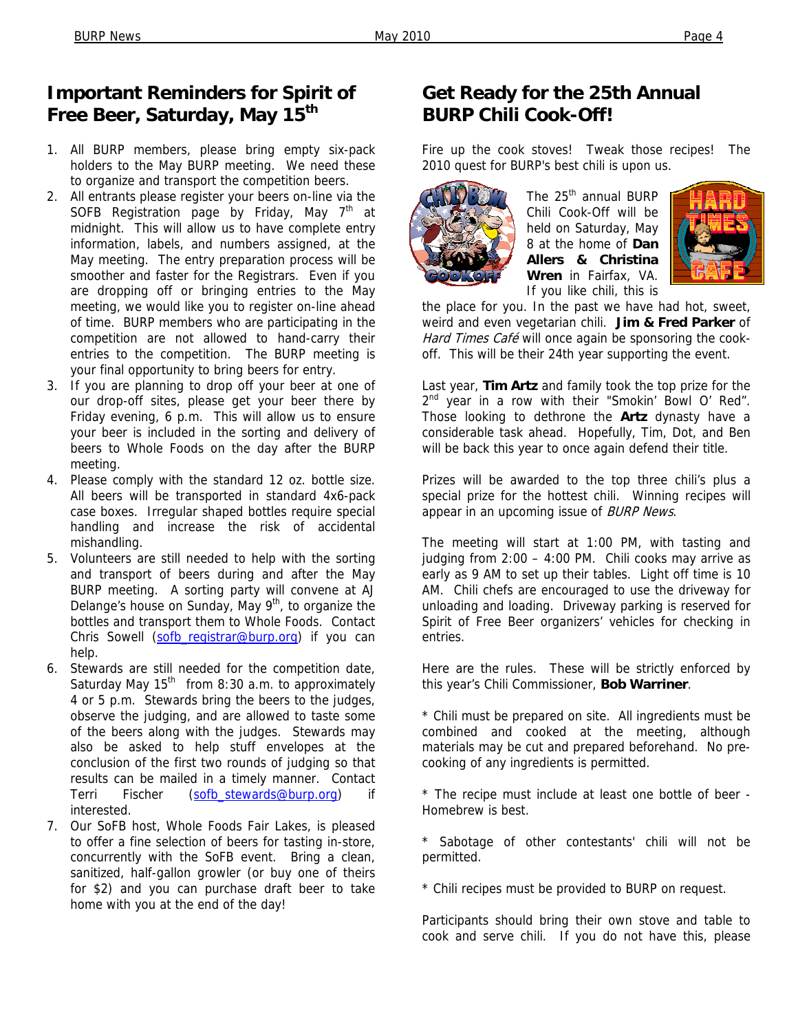## Important Reminders for Spirit of Free Beer, Saturday, May 15th

1. All BURP members, please bring empty six-pack holders to the May BURP meeting. We need these to organize and transport the competition beers.
2. All entrants please register your beers on-line via the SOFB Registration page by Friday, May 7th at midnight. This will allow us to have complete entry information, labels, and numbers assigned, at the May meeting. The entry preparation process will be smoother and faster for the Registrars. Even if you are dropping off or bringing entries to the May meeting, we would like you to register on-line ahead of time. BURP members who are participating in the competition are not allowed to hand-carry their entries to the competition. The BURP meeting is your final opportunity to bring beers for entry.
3. If you are planning to drop off your beer at one of our drop-off sites, please get your beer there by Friday evening, 6 p.m. This will allow us to ensure your beer is included in the sorting and delivery of beers to Whole Foods on the day after the BURP meeting.
4. Please comply with the standard 12 oz. bottle size. All beers will be transported in standard 4x6-pack case boxes. Irregular shaped bottles require special handling and increase the risk of accidental mishandling.
5. Volunteers are still needed to help with the sorting and transport of beers during and after the May BURP meeting. A sorting party will convene at AJ Delange's house on Sunday, May 9th, to organize the bottles and transport them to Whole Foods. Contact Chris Sowell (sofb_registrar@burp.org) if you can help.
6. Stewards are still needed for the competition date, Saturday May 15th from 8:30 a.m. to approximately 4 or 5 p.m. Stewards bring the beers to the judges, observe the judging, and are allowed to taste some of the beers along with the judges. Stewards may also be asked to help stuff envelopes at the conclusion of the first two rounds of judging so that results can be mailed in a timely manner. Contact Terri Fischer (sofb_stewards@burp.org) if interested.
7. Our SoFB host, Whole Foods Fair Lakes, is pleased to offer a fine selection of beers for tasting in-store, concurrently with the SoFB event. Bring a clean, sanitized, half-gallon growler (or buy one of theirs for $2) and you can purchase draft beer to take home with you at the end of the day!

## Get Ready for the 25th Annual BURP Chili Cook-Off!

Fire up the cook stoves! Tweak those recipes! The 2010 quest for BURP's best chili is upon us.

The 25th annual BURP Chili Cook-Off will be held on Saturday, May 8 at the home of **Dan Allers & Christina Wren** in Fairfax, VA. If you like chili, this is the place for you. In the past we have had hot, sweet, weird and even vegetarian chili. **Jim & Fred Parker** of *Hard Times Café* will once again be sponsoring the cook-off. This will be their 24th year supporting the event.

Last year, **Tim Artz** and family took the top prize for the 2nd year in a row with their "Smokin' Bowl O' Red". Those looking to dethrone the **Artz** dynasty have a considerable task ahead. Hopefully, Tim, Dot, and Ben will be back this year to once again defend their title.

Prizes will be awarded to the top three chili's plus a special prize for the hottest chili. Winning recipes will appear in an upcoming issue of *BURP News*.

The meeting will start at 1:00 PM, with tasting and judging from 2:00 – 4:00 PM. Chili cooks may arrive as early as 9 AM to set up their tables. Light off time is 10 AM. Chili chefs are encouraged to use the driveway for unloading and loading. Driveway parking is reserved for Spirit of Free Beer organizers' vehicles for checking in entries.

Here are the rules. These will be strictly enforced by this year's Chili Commissioner, **Bob Warriner**.

* Chili must be prepared on site. All ingredients must be combined and cooked at the meeting, although materials may be cut and prepared beforehand. No pre-cooking of any ingredients is permitted.

* The recipe must include at least one bottle of beer - Homebrew is best.

* Sabotage of other contestants' chili will not be permitted.

* Chili recipes must be provided to BURP on request.

Participants should bring their own stove and table to cook and serve chili. If you do not have this, please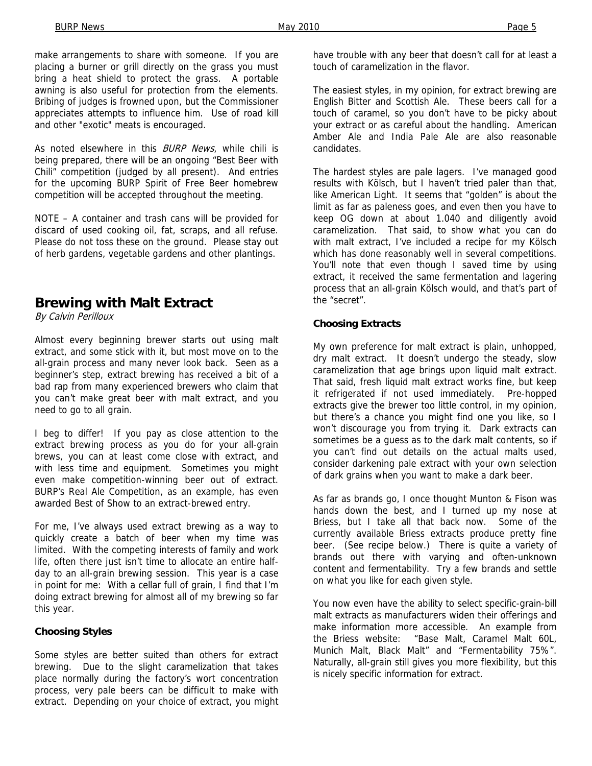make arrangements to share with someone. If you are placing a burner or grill directly on the grass you must bring a heat shield to protect the grass. A portable awning is also useful for protection from the elements. Bribing of judges is frowned upon, but the Commissioner appreciates attempts to influence him. Use of road kill and other "exotic" meats is encouraged.

As noted elsewhere in this *BURP News*, while chili is being prepared, there will be an ongoing "Best Beer with Chili" competition (judged by all present). And entries for the upcoming BURP Spirit of Free Beer homebrew competition will be accepted throughout the meeting.

NOTE – A container and trash cans will be provided for discard of used cooking oil, fat, scraps, and all refuse. Please do not toss these on the ground. Please stay out of herb gardens, vegetable gardens and other plantings.

## Brewing with Malt Extract

*By Calvin Perilloux*

Almost every beginning brewer starts out using malt extract, and some stick with it, but most move on to the all-grain process and many never look back. Seen as a beginner's step, extract brewing has received a bit of a bad rap from many experienced brewers who claim that you can't make great beer with malt extract, and you need to go to all grain.

I beg to differ! If you pay as close attention to the extract brewing process as you do for your all-grain brews, you can at least come close with extract, and with less time and equipment. Sometimes you might even make competition-winning beer out of extract. BURP's Real Ale Competition, as an example, has even awarded Best of Show to an extract-brewed entry.

For me, I've always used extract brewing as a way to quickly create a batch of beer when my time was limited. With the competing interests of family and work life, often there just isn't time to allocate an entire half-day to an all-grain brewing session. This year is a case in point for me: With a cellar full of grain, I find that I'm doing extract brewing for almost all of my brewing so far this year.

### Choosing Styles

Some styles are better suited than others for extract brewing. Due to the slight caramelization that takes place normally during the factory's wort concentration process, very pale beers can be difficult to make with extract. Depending on your choice of extract, you might have trouble with any beer that doesn't call for at least a touch of caramelization in the flavor.

The easiest styles, in my opinion, for extract brewing are English Bitter and Scottish Ale. These beers call for a touch of caramel, so you don't have to be picky about your extract or as careful about the handling. American Amber Ale and India Pale Ale are also reasonable candidates.

The hardest styles are pale lagers. I've managed good results with Kölsch, but I haven't tried paler than that, like American Light. It seems that "golden" is about the limit as far as paleness goes, and even then you have to keep OG down at about 1.040 and diligently avoid caramelization. That said, to show what you can do with malt extract, I've included a recipe for my Kölsch which has done reasonably well in several competitions. You'll note that even though I saved time by using extract, it received the same fermentation and lagering process that an all-grain Kölsch would, and that's part of the "secret".

### Choosing Extracts

My own preference for malt extract is plain, unhopped, dry malt extract. It doesn't undergo the steady, slow caramelization that age brings upon liquid malt extract. That said, fresh liquid malt extract works fine, but keep it refrigerated if not used immediately. Pre-hopped extracts give the brewer too little control, in my opinion, but there's a chance you might find one you like, so I won't discourage you from trying it. Dark extracts can sometimes be a guess as to the dark malt contents, so if you can't find out details on the actual malts used, consider darkening pale extract with your own selection of dark grains when you want to make a dark beer.

As far as brands go, I once thought Munton & Fison was hands down the best, and I turned up my nose at Briess, but I take all that back now. Some of the currently available Briess extracts produce pretty fine beer. (See recipe below.) There is quite a variety of brands out there with varying and often-unknown content and fermentability. Try a few brands and settle on what you like for each given style.

You now even have the ability to select specific-grain-bill malt extracts as manufacturers widen their offerings and make information more accessible. An example from the Briess website: "Base Malt, Caramel Malt 60L, Munich Malt, Black Malt" and "Fermentability 75%". Naturally, all-grain still gives you more flexibility, but this is nicely specific information for extract.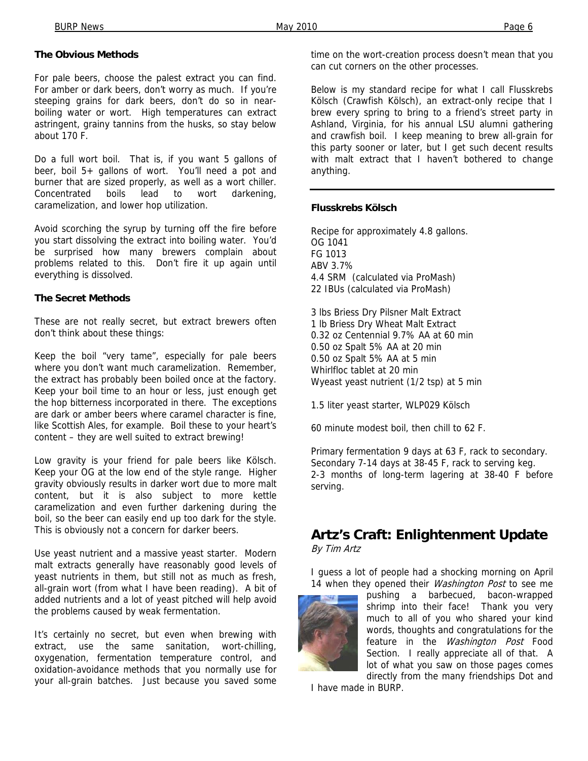### The Obvious Methods

For pale beers, choose the palest extract you can find. For amber or dark beers, don't worry as much. If you're steeping grains for dark beers, don't do so in near-boiling water or wort. High temperatures can extract astringent, grainy tannins from the husks, so stay below about 170 F.

Do a full wort boil. That is, if you want 5 gallons of beer, boil 5+ gallons of wort. You'll need a pot and burner that are sized properly, as well as a wort chiller. Concentrated boils lead to wort darkening, caramelization, and lower hop utilization.

Avoid scorching the syrup by turning off the fire before you start dissolving the extract into boiling water. You'd be surprised how many brewers complain about problems related to this. Don't fire it up again until everything is dissolved.

### The Secret Methods

These are not really secret, but extract brewers often don't think about these things:

Keep the boil "very tame", especially for pale beers where you don't want much caramelization. Remember, the extract has probably been boiled once at the factory. Keep your boil time to an hour or less, just enough get the hop bitterness incorporated in there. The exceptions are dark or amber beers where caramel character is fine, like Scottish Ales, for example. Boil these to your heart's content – they are well suited to extract brewing!

Low gravity is your friend for pale beers like Kölsch. Keep your OG at the low end of the style range. Higher gravity obviously results in darker wort due to more malt content, but it is also subject to more kettle caramelization and even further darkening during the boil, so the beer can easily end up too dark for the style. This is obviously not a concern for darker beers.

Use yeast nutrient and a massive yeast starter. Modern malt extracts generally have reasonably good levels of yeast nutrients in them, but still not as much as fresh, all-grain wort (from what I have been reading). A bit of added nutrients and a lot of yeast pitched will help avoid the problems caused by weak fermentation.

It's certainly no secret, but even when brewing with extract, use the same sanitation, wort-chilling, oxygenation, fermentation temperature control, and oxidation-avoidance methods that you normally use for your all-grain batches. Just because you saved some time on the wort-creation process doesn't mean that you can cut corners on the other processes.

Below is my standard recipe for what I call Flusskrebs Kölsch (Crawfish Kölsch), an extract-only recipe that I brew every spring to bring to a friend's street party in Ashland, Virginia, for his annual LSU alumni gathering and crawfish boil. I keep meaning to brew all-grain for this party sooner or later, but I get such decent results with malt extract that I haven't bothered to change anything.

---

### Flusskrebs Kölsch

Recipe for approximately 4.8 gallons.
OG 1041
FG 1013
ABV 3.7%
4.4 SRM (calculated via ProMash)
22 IBUs (calculated via ProMash)

3 lbs Briess Dry Pilsner Malt Extract
1 lb Briess Dry Wheat Malt Extract
0.32 oz Centennial 9.7% AA at 60 min
0.50 oz Spalt 5% AA at 20 min
0.50 oz Spalt 5% AA at 5 min
Whirlfloc tablet at 20 min
Wyeast yeast nutrient (1/2 tsp) at 5 min

1.5 liter yeast starter, WLP029 Kölsch

60 minute modest boil, then chill to 62 F.

Primary fermentation 9 days at 63 F, rack to secondary.
Secondary 7-14 days at 38-45 F, rack to serving keg.
2-3 months of long-term lagering at 38-40 F before serving.

## Artz's Craft: Enlightenment Update

*By Tim Artz*

I guess a lot of people had a shocking morning on April 14 when they opened their *Washington Post* to see me pushing a barbecued, bacon-wrapped shrimp into their face! Thank you very much to all of you who shared your kind words, thoughts and congratulations for the feature in the *Washington Post* Food Section. I really appreciate all of that. A lot of what you saw on those pages comes directly from the many friendships Dot and I have made in BURP.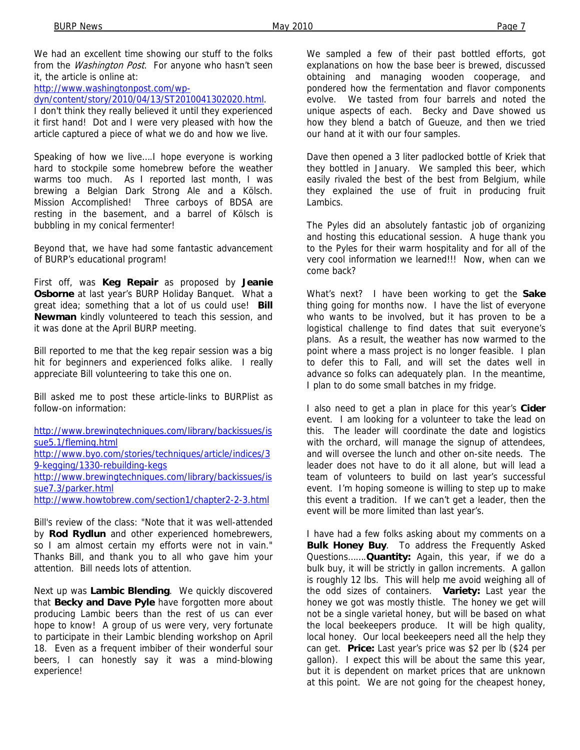We had an excellent time showing our stuff to the folks from the *Washington Post*. For anyone who hasn't seen it, the article is online at: http://www.washingtonpost.com/wp-dyn/content/story/2010/04/13/ST2010041302020.html. I don't think they really believed it until they experienced it first hand! Dot and I were very pleased with how the article captured a piece of what we do and how we live.

Speaking of how we live….I hope everyone is working hard to stockpile some homebrew before the weather warms too much. As I reported last month, I was brewing a Belgian Dark Strong Ale and a Kölsch. Mission Accomplished! Three carboys of BDSA are resting in the basement, and a barrel of Kölsch is bubbling in my conical fermenter!

Beyond that, we have had some fantastic advancement of BURP's educational program!

First off, was **Keg Repair** as proposed by **Jeanie Osborne** at last year's BURP Holiday Banquet. What a great idea; something that a lot of us could use! **Bill Newman** kindly volunteered to teach this session, and it was done at the April BURP meeting.

Bill reported to me that the keg repair session was a big hit for beginners and experienced folks alike. I really appreciate Bill volunteering to take this one on.

Bill asked me to post these article-links to BURPlist as follow-on information:

http://www.brewingtechniques.com/library/backissues/issue5.1/fleming.html
http://www.byo.com/stories/techniques/article/indices/39-kegging/1330-rebuilding-kegs
http://www.brewingtechniques.com/library/backissues/issue7.3/parker.html
http://www.howtobrew.com/section1/chapter2-2-3.html

Bill's review of the class: "Note that it was well-attended by **Rod Rydlun** and other experienced homebrewers, so I am almost certain my efforts were not in vain." Thanks Bill, and thank you to all who gave him your attention. Bill needs lots of attention.

Next up was **Lambic Blending**. We quickly discovered that **Becky and Dave Pyle** have forgotten more about producing Lambic beers than the rest of us can ever hope to know! A group of us were very, very fortunate to participate in their Lambic blending workshop on April 18. Even as a frequent imbiber of their wonderful sour beers, I can honestly say it was a mind-blowing experience!

We sampled a few of their past bottled efforts, got explanations on how the base beer is brewed, discussed obtaining and managing wooden cooperage, and pondered how the fermentation and flavor components evolve. We tasted from four barrels and noted the unique aspects of each. Becky and Dave showed us how they blend a batch of Gueuze, and then we tried our hand at it with our four samples.

Dave then opened a 3 liter padlocked bottle of Kriek that they bottled in January. We sampled this beer, which easily rivaled the best of the best from Belgium, while they explained the use of fruit in producing fruit Lambics.

The Pyles did an absolutely fantastic job of organizing and hosting this educational session. A huge thank you to the Pyles for their warm hospitality and for all of the very cool information we learned!!! Now, when can we come back?

What's next? I have been working to get the **Sake** thing going for months now. I have the list of everyone who wants to be involved, but it has proven to be a logistical challenge to find dates that suit everyone's plans. As a result, the weather has now warmed to the point where a mass project is no longer feasible. I plan to defer this to Fall, and will set the dates well in advance so folks can adequately plan. In the meantime, I plan to do some small batches in my fridge.

I also need to get a plan in place for this year's **Cider** event. I am looking for a volunteer to take the lead on this. The leader will coordinate the date and logistics with the orchard, will manage the signup of attendees, and will oversee the lunch and other on-site needs. The leader does not have to do it all alone, but will lead a team of volunteers to build on last year's successful event. I'm hoping someone is willing to step up to make this event a tradition. If we can't get a leader, then the event will be more limited than last year's.

I have had a few folks asking about my comments on a **Bulk Honey Buy**. To address the Frequently Asked Questions…….**Quantity:** Again, this year, if we do a bulk buy, it will be strictly in gallon increments. A gallon is roughly 12 lbs. This will help me avoid weighing all of the odd sizes of containers. **Variety:** Last year the honey we got was mostly thistle. The honey we get will not be a single varietal honey, but will be based on what the local beekeepers produce. It will be high quality, local honey. Our local beekeepers need all the help they can get. **Price:** Last year's price was $2 per lb ($24 per gallon). I expect this will be about the same this year, but it is dependent on market prices that are unknown at this point. We are not going for the cheapest honey,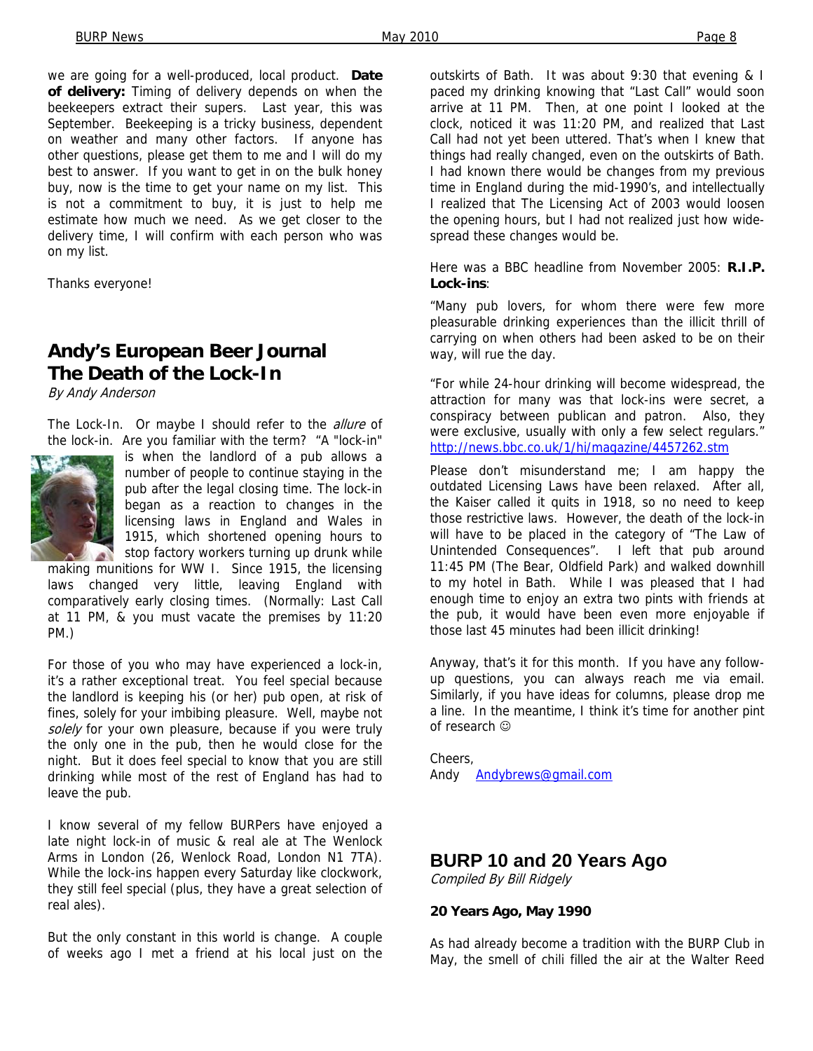we are going for a well-produced, local product. **Date of delivery:** Timing of delivery depends on when the beekeepers extract their supers. Last year, this was September. Beekeeping is a tricky business, dependent on weather and many other factors. If anyone has other questions, please get them to me and I will do my best to answer. If you want to get in on the bulk honey buy, now is the time to get your name on my list. This is not a commitment to buy, it is just to help me estimate how much we need. As we get closer to the delivery time, I will confirm with each person who was on my list.

Thanks everyone!

## Andy's European Beer Journal
## The Death of the Lock-In

*By Andy Anderson*

The Lock-In. Or maybe I should refer to the *allure* of the lock-in. Are you familiar with the term? "A "lock-in" is when the landlord of a pub allows a number of people to continue staying in the pub after the legal closing time. The lock-in began as a reaction to changes in the licensing laws in England and Wales in 1915, which shortened opening hours to stop factory workers turning up drunk while making munitions for WW I. Since 1915, the licensing laws changed very little, leaving England with comparatively early closing times. (Normally: Last Call at 11 PM, & you must vacate the premises by 11:20 PM.)

For those of you who may have experienced a lock-in, it's a rather exceptional treat. You feel special because the landlord is keeping his (or her) pub open, at risk of fines, solely for your imbibing pleasure. Well, maybe not *solely* for your own pleasure, because if you were truly the only one in the pub, then he would close for the night. But it does feel special to know that you are still drinking while most of the rest of England has had to leave the pub.

I know several of my fellow BURPers have enjoyed a late night lock-in of music & real ale at The Wenlock Arms in London (26, Wenlock Road, London N1 7TA). While the lock-ins happen every Saturday like clockwork, they still feel special (plus, they have a great selection of real ales).

But the only constant in this world is change. A couple of weeks ago I met a friend at his local just on the outskirts of Bath. It was about 9:30 that evening & I paced my drinking knowing that "Last Call" would soon arrive at 11 PM. Then, at one point I looked at the clock, noticed it was 11:20 PM, and realized that Last Call had not yet been uttered. That's when I knew that things had really changed, even on the outskirts of Bath. I had known there would be changes from my previous time in England during the mid-1990's, and intellectually I realized that The Licensing Act of 2003 would loosen the opening hours, but I had not realized just how wide-spread these changes would be.

Here was a BBC headline from November 2005: **R.I.P. Lock-ins**:

"Many pub lovers, for whom there were few more pleasurable drinking experiences than the illicit thrill of carrying on when others had been asked to be on their way, will rue the day.

"For while 24-hour drinking will become widespread, the attraction for many was that lock-ins were secret, a conspiracy between publican and patron. Also, they were exclusive, usually with only a few select regulars." http://news.bbc.co.uk/1/hi/magazine/4457262.stm

Please don't misunderstand me; I am happy the outdated Licensing Laws have been relaxed. After all, the Kaiser called it quits in 1918, so no need to keep those restrictive laws. However, the death of the lock-in will have to be placed in the category of "The Law of Unintended Consequences". I left that pub around 11:45 PM (The Bear, Oldfield Park) and walked downhill to my hotel in Bath. While I was pleased that I had enough time to enjoy an extra two pints with friends at the pub, it would have been even more enjoyable if those last 45 minutes had been illicit drinking!

Anyway, that's it for this month. If you have any follow-up questions, you can always reach me via email. Similarly, if you have ideas for columns, please drop me a line. In the meantime, I think it's time for another pint of research ☺

Cheers,
Andy Andybrews@gmail.com

## BURP 10 and 20 Years Ago

*Compiled By Bill Ridgely*

**20 Years Ago, May 1990**

As had already become a tradition with the BURP Club in May, the smell of chili filled the air at the Walter Reed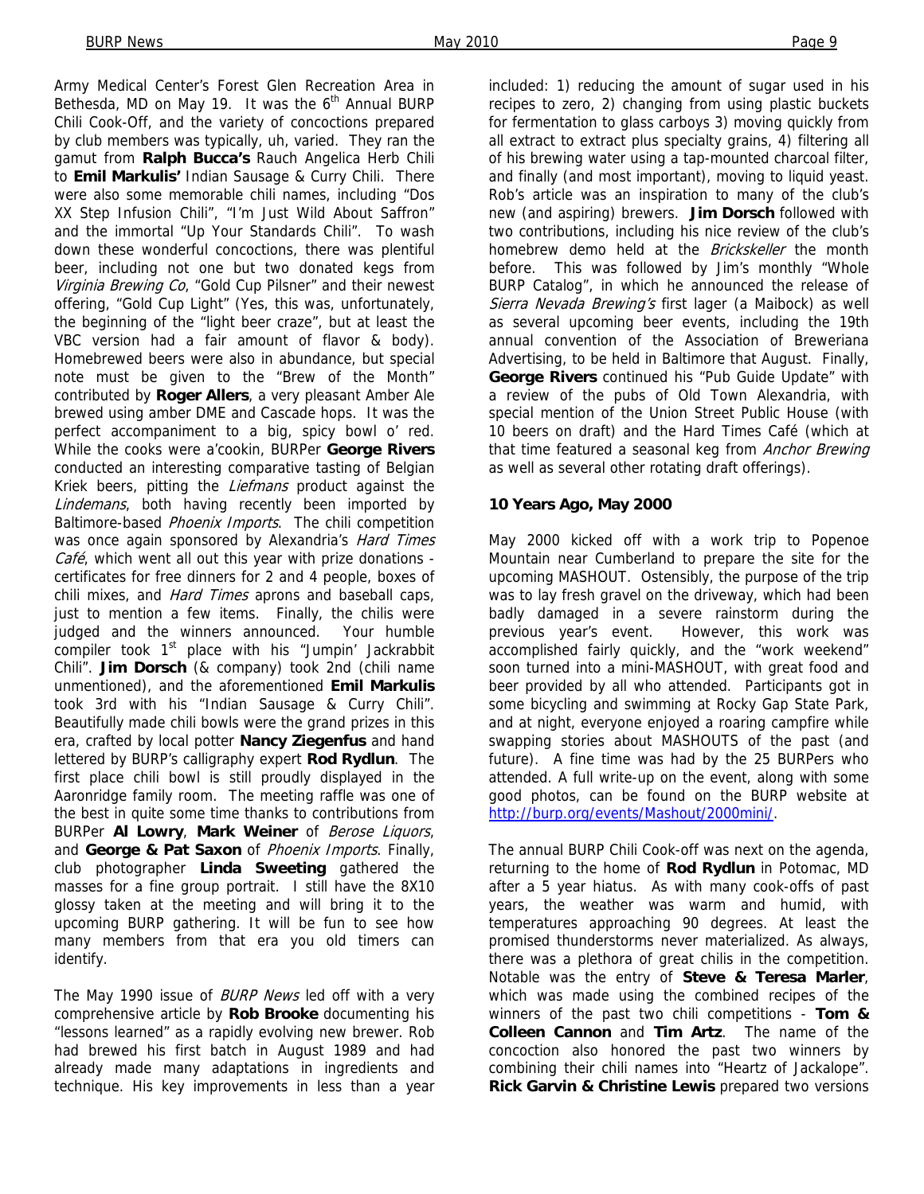Army Medical Center's Forest Glen Recreation Area in Bethesda, MD on May 19. It was the 6th Annual BURP Chili Cook-Off, and the variety of concoctions prepared by club members was typically, uh, varied. They ran the gamut from **Ralph Bucca's** Rauch Angelica Herb Chili to **Emil Markulis'** Indian Sausage & Curry Chili. There were also some memorable chili names, including "Dos XX Step Infusion Chili", "I'm Just Wild About Saffron" and the immortal "Up Your Standards Chili". To wash down these wonderful concoctions, there was plentiful beer, including not one but two donated kegs from *Virginia Brewing Co*, "Gold Cup Pilsner" and their newest offering, "Gold Cup Light" (Yes, this was, unfortunately, the beginning of the "light beer craze", but at least the VBC version had a fair amount of flavor & body). Homebrewed beers were also in abundance, but special note must be given to the "Brew of the Month" contributed by **Roger Allers**, a very pleasant Amber Ale brewed using amber DME and Cascade hops. It was the perfect accompaniment to a big, spicy bowl o' red. While the cooks were a'cookin, BURPer **George Rivers** conducted an interesting comparative tasting of Belgian Kriek beers, pitting the *Liefmans* product against the *Lindemans*, both having recently been imported by Baltimore-based *Phoenix Imports*. The chili competition was once again sponsored by Alexandria's *Hard Times Café*, which went all out this year with prize donations - certificates for free dinners for 2 and 4 people, boxes of chili mixes, and *Hard Times* aprons and baseball caps, just to mention a few items. Finally, the chilis were judged and the winners announced. Your humble compiler took 1st place with his "Jumpin' Jackrabbit Chili". **Jim Dorsch** (& company) took 2nd (chili name unmentioned), and the aforementioned **Emil Markulis** took 3rd with his "Indian Sausage & Curry Chili". Beautifully made chili bowls were the grand prizes in this era, crafted by local potter **Nancy Ziegenfus** and hand lettered by BURP's calligraphy expert **Rod Rydlun**. The first place chili bowl is still proudly displayed in the Aaronridge family room. The meeting raffle was one of the best in quite some time thanks to contributions from BURPer **Al Lowry**, **Mark Weiner** of *Berose Liquors*, and **George & Pat Saxon** of *Phoenix Imports*. Finally, club photographer **Linda Sweeting** gathered the masses for a fine group portrait. I still have the 8X10 glossy taken at the meeting and will bring it to the upcoming BURP gathering. It will be fun to see how many members from that era you old timers can identify.

The May 1990 issue of *BURP News* led off with a very comprehensive article by **Rob Brooke** documenting his "lessons learned" as a rapidly evolving new brewer. Rob had brewed his first batch in August 1989 and had already made many adaptations in ingredients and technique. His key improvements in less than a year included: 1) reducing the amount of sugar used in his recipes to zero, 2) changing from using plastic buckets for fermentation to glass carboys 3) moving quickly from all extract to extract plus specialty grains, 4) filtering all of his brewing water using a tap-mounted charcoal filter, and finally (and most important), moving to liquid yeast. Rob's article was an inspiration to many of the club's new (and aspiring) brewers. **Jim Dorsch** followed with two contributions, including his nice review of the club's homebrew demo held at the *Brickskeller* the month before. This was followed by Jim's monthly "Whole BURP Catalog", in which he announced the release of *Sierra Nevada Brewing's* first lager (a Maibock) as well as several upcoming beer events, including the 19th annual convention of the Association of Breweriana Advertising, to be held in Baltimore that August. Finally, **George Rivers** continued his "Pub Guide Update" with a review of the pubs of Old Town Alexandria, with special mention of the Union Street Public House (with 10 beers on draft) and the Hard Times Café (which at that time featured a seasonal keg from *Anchor Brewing* as well as several other rotating draft offerings).

### 10 Years Ago, May 2000

May 2000 kicked off with a work trip to Popenoe Mountain near Cumberland to prepare the site for the upcoming MASHOUT. Ostensibly, the purpose of the trip was to lay fresh gravel on the driveway, which had been badly damaged in a severe rainstorm during the previous year's event. However, this work was accomplished fairly quickly, and the "work weekend" soon turned into a mini-MASHOUT, with great food and beer provided by all who attended. Participants got in some bicycling and swimming at Rocky Gap State Park, and at night, everyone enjoyed a roaring campfire while swapping stories about MASHOUTS of the past (and future). A fine time was had by the 25 BURPers who attended. A full write-up on the event, along with some good photos, can be found on the BURP website at http://burp.org/events/Mashout/2000mini/.

The annual BURP Chili Cook-off was next on the agenda, returning to the home of **Rod Rydlun** in Potomac, MD after a 5 year hiatus. As with many cook-offs of past years, the weather was warm and humid, with temperatures approaching 90 degrees. At least the promised thunderstorms never materialized. As always, there was a plethora of great chilis in the competition. Notable was the entry of **Steve & Teresa Marler**, which was made using the combined recipes of the winners of the past two chili competitions - **Tom & Colleen Cannon** and **Tim Artz**. The name of the concoction also honored the past two winners by combining their chili names into "Heartz of Jackalope". **Rick Garvin & Christine Lewis** prepared two versions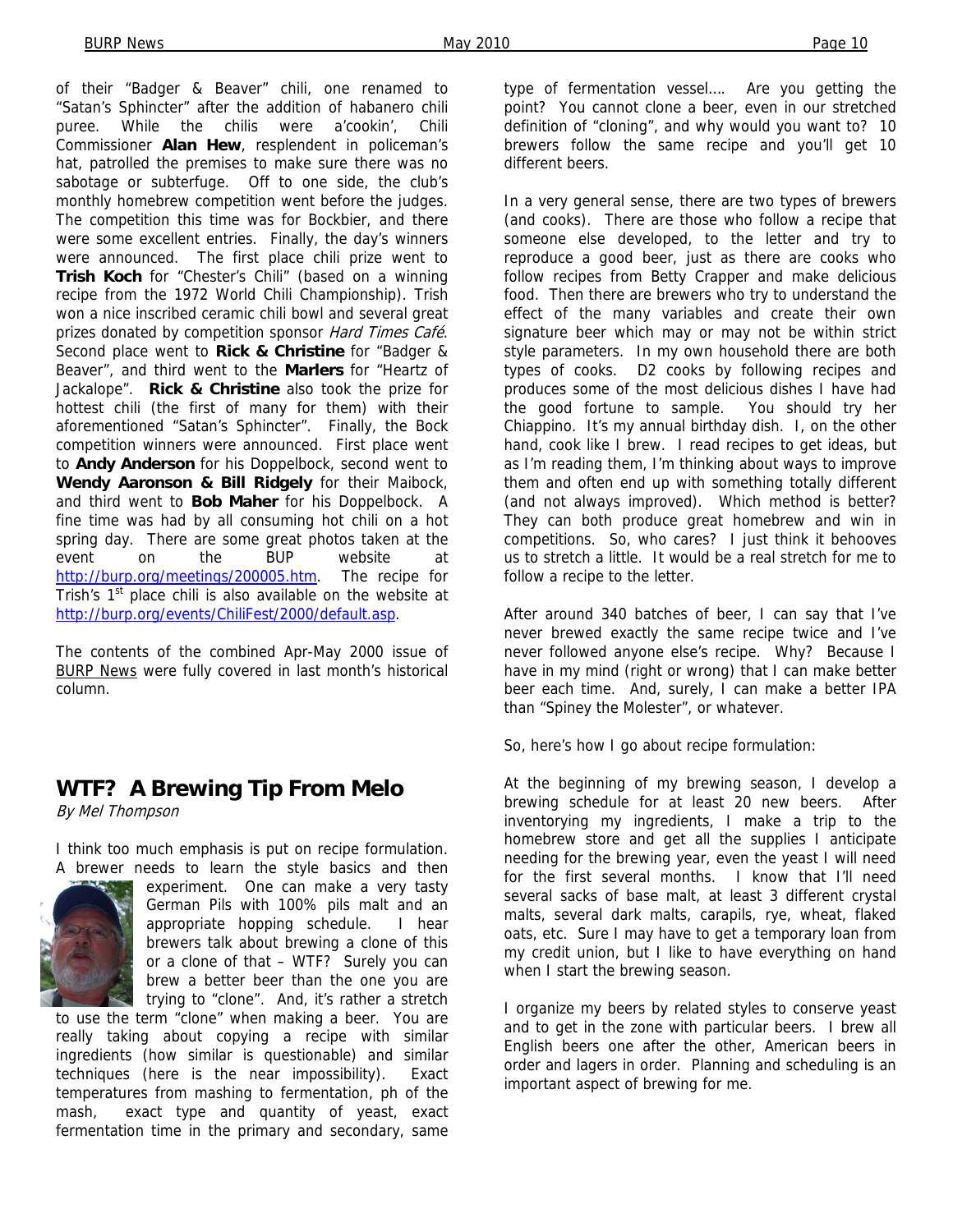of their "Badger & Beaver" chili, one renamed to "Satan's Sphincter" after the addition of habanero chili puree. While the chilis were a'cookin', Chili Commissioner **Alan Hew**, resplendent in policeman's hat, patrolled the premises to make sure there was no sabotage or subterfuge. Off to one side, the club's monthly homebrew competition went before the judges. The competition this time was for Bockbier, and there were some excellent entries. Finally, the day's winners were announced. The first place chili prize went to **Trish Koch** for "Chester's Chili" (based on a winning recipe from the 1972 World Chili Championship). Trish won a nice inscribed ceramic chili bowl and several great prizes donated by competition sponsor *Hard Times Café*. Second place went to **Rick & Christine** for "Badger & Beaver", and third went to the **Marlers** for "Heartz of Jackalope". **Rick & Christine** also took the prize for hottest chili (the first of many for them) with their aforementioned "Satan's Sphincter". Finally, the Bock competition winners were announced. First place went to **Andy Anderson** for his Doppelbock, second went to **Wendy Aaronson & Bill Ridgely** for their Maibock, and third went to **Bob Maher** for his Doppelbock. A fine time was had by all consuming hot chili on a hot spring day. There are some great photos taken at the event on the BUP website at http://burp.org/meetings/200005.htm. The recipe for Trish's 1st place chili is also available on the website at http://burp.org/events/ChiliFest/2000/default.asp.

The contents of the combined Apr-May 2000 issue of BURP News were fully covered in last month's historical column.

## WTF? A Brewing Tip From Melo

*By Mel Thompson*

I think too much emphasis is put on recipe formulation. A brewer needs to learn the style basics and then experiment. One can make a very tasty German Pils with 100% pils malt and an appropriate hopping schedule. I hear brewers talk about brewing a clone of this or a clone of that – WTF? Surely you can brew a better beer than the one you are trying to "clone". And, it's rather a stretch to use the term "clone" when making a beer. You are really taking about copying a recipe with similar ingredients (how similar is questionable) and similar techniques (here is the near impossibility). Exact temperatures from mashing to fermentation, ph of the mash, exact type and quantity of yeast, exact fermentation time in the primary and secondary, same type of fermentation vessel…. Are you getting the point? You cannot clone a beer, even in our stretched definition of "cloning", and why would you want to? 10 brewers follow the same recipe and you'll get 10 different beers.

In a very general sense, there are two types of brewers (and cooks). There are those who follow a recipe that someone else developed, to the letter and try to reproduce a good beer, just as there are cooks who follow recipes from Betty Crapper and make delicious food. Then there are brewers who try to understand the effect of the many variables and create their own signature beer which may or may not be within strict style parameters. In my own household there are both types of cooks. D2 cooks by following recipes and produces some of the most delicious dishes I have had the good fortune to sample. You should try her Chiappino. It's my annual birthday dish. I, on the other hand, cook like I brew. I read recipes to get ideas, but as I'm reading them, I'm thinking about ways to improve them and often end up with something totally different (and not always improved). Which method is better? They can both produce great homebrew and win in competitions. So, who cares? I just think it behooves us to stretch a little. It would be a real stretch for me to follow a recipe to the letter.

After around 340 batches of beer, I can say that I've never brewed exactly the same recipe twice and I've never followed anyone else's recipe. Why? Because I have in my mind (right or wrong) that I can make better beer each time. And, surely, I can make a better IPA than "Spiney the Molester", or whatever.

So, here's how I go about recipe formulation:

At the beginning of my brewing season, I develop a brewing schedule for at least 20 new beers. After inventorying my ingredients, I make a trip to the homebrew store and get all the supplies I anticipate needing for the brewing year, even the yeast I will need for the first several months. I know that I'll need several sacks of base malt, at least 3 different crystal malts, several dark malts, carapils, rye, wheat, flaked oats, etc. Sure I may have to get a temporary loan from my credit union, but I like to have everything on hand when I start the brewing season.

I organize my beers by related styles to conserve yeast and to get in the zone with particular beers. I brew all English beers one after the other, American beers in order and lagers in order. Planning and scheduling is an important aspect of brewing for me.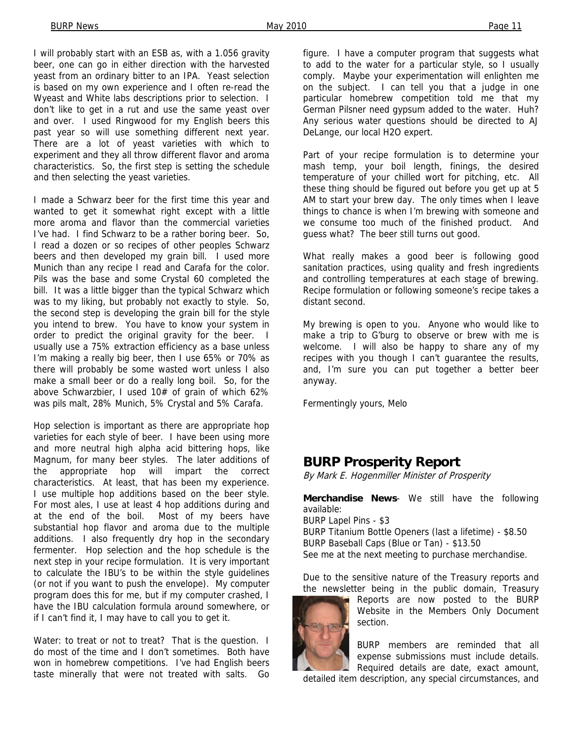I will probably start with an ESB as, with a 1.056 gravity beer, one can go in either direction with the harvested yeast from an ordinary bitter to an IPA. Yeast selection is based on my own experience and I often re-read the Wyeast and White labs descriptions prior to selection. I don't like to get in a rut and use the same yeast over and over. I used Ringwood for my English beers this past year so will use something different next year. There are a lot of yeast varieties with which to experiment and they all throw different flavor and aroma characteristics. So, the first step is setting the schedule and then selecting the yeast varieties.

I made a Schwarz beer for the first time this year and wanted to get it somewhat right except with a little more aroma and flavor than the commercial varieties I've had. I find Schwarz to be a rather boring beer. So, I read a dozen or so recipes of other peoples Schwarz beers and then developed my grain bill. I used more Munich than any recipe I read and Carafa for the color. Pils was the base and some Crystal 60 completed the bill. It was a little bigger than the typical Schwarz which was to my liking, but probably not exactly to style. So, the second step is developing the grain bill for the style you intend to brew. You have to know your system in order to predict the original gravity for the beer. I usually use a 75% extraction efficiency as a base unless I'm making a really big beer, then I use 65% or 70% as there will probably be some wasted wort unless I also make a small beer or do a really long boil. So, for the above Schwarzbier, I used 10# of grain of which 62% was pils malt, 28% Munich, 5% Crystal and 5% Carafa.

Hop selection is important as there are appropriate hop varieties for each style of beer. I have been using more and more neutral high alpha acid bittering hops, like Magnum, for many beer styles. The later additions of the appropriate hop will impart the correct characteristics. At least, that has been my experience. I use multiple hop additions based on the beer style. For most ales, I use at least 4 hop additions during and at the end of the boil. Most of my beers have substantial hop flavor and aroma due to the multiple additions. I also frequently dry hop in the secondary fermenter. Hop selection and the hop schedule is the next step in your recipe formulation. It is very important to calculate the IBU's to be within the style guidelines (or not if you want to push the envelope). My computer program does this for me, but if my computer crashed, I have the IBU calculation formula around somewhere, or if I can't find it, I may have to call you to get it.

Water: to treat or not to treat? That is the question. I do most of the time and I don't sometimes. Both have won in homebrew competitions. I've had English beers taste minerally that were not treated with salts. Go figure. I have a computer program that suggests what to add to the water for a particular style, so I usually comply. Maybe your experimentation will enlighten me on the subject. I can tell you that a judge in one particular homebrew competition told me that my German Pilsner need gypsum added to the water. Huh? Any serious water questions should be directed to AJ DeLange, our local H2O expert.

Part of your recipe formulation is to determine your mash temp, your boil length, finings, the desired temperature of your chilled wort for pitching, etc. All these thing should be figured out before you get up at 5 AM to start your brew day. The only times when I leave things to chance is when I'm brewing with someone and we consume too much of the finished product. And guess what? The beer still turns out good.

What really makes a good beer is following good sanitation practices, using quality and fresh ingredients and controlling temperatures at each stage of brewing. Recipe formulation or following someone's recipe takes a distant second.

My brewing is open to you. Anyone who would like to make a trip to G'burg to observe or brew with me is welcome. I will also be happy to share any of my recipes with you though I can't guarantee the results, and, I'm sure you can put together a better beer anyway.

Fermentingly yours, Melo

## BURP Prosperity Report

*By Mark E. Hogenmiller Minister of Prosperity*

**Merchandise News**- We still have the following available:
BURP Lapel Pins - $3
BURP Titanium Bottle Openers (last a lifetime) - $8.50
BURP Baseball Caps (Blue or Tan) - $13.50
See me at the next meeting to purchase merchandise.

Due to the sensitive nature of the Treasury reports and the newsletter being in the public domain, Treasury Reports are now posted to the BURP Website in the Members Only Document section.

BURP members are reminded that all expense submissions must include details. Required details are date, exact amount, detailed item description, any special circumstances, and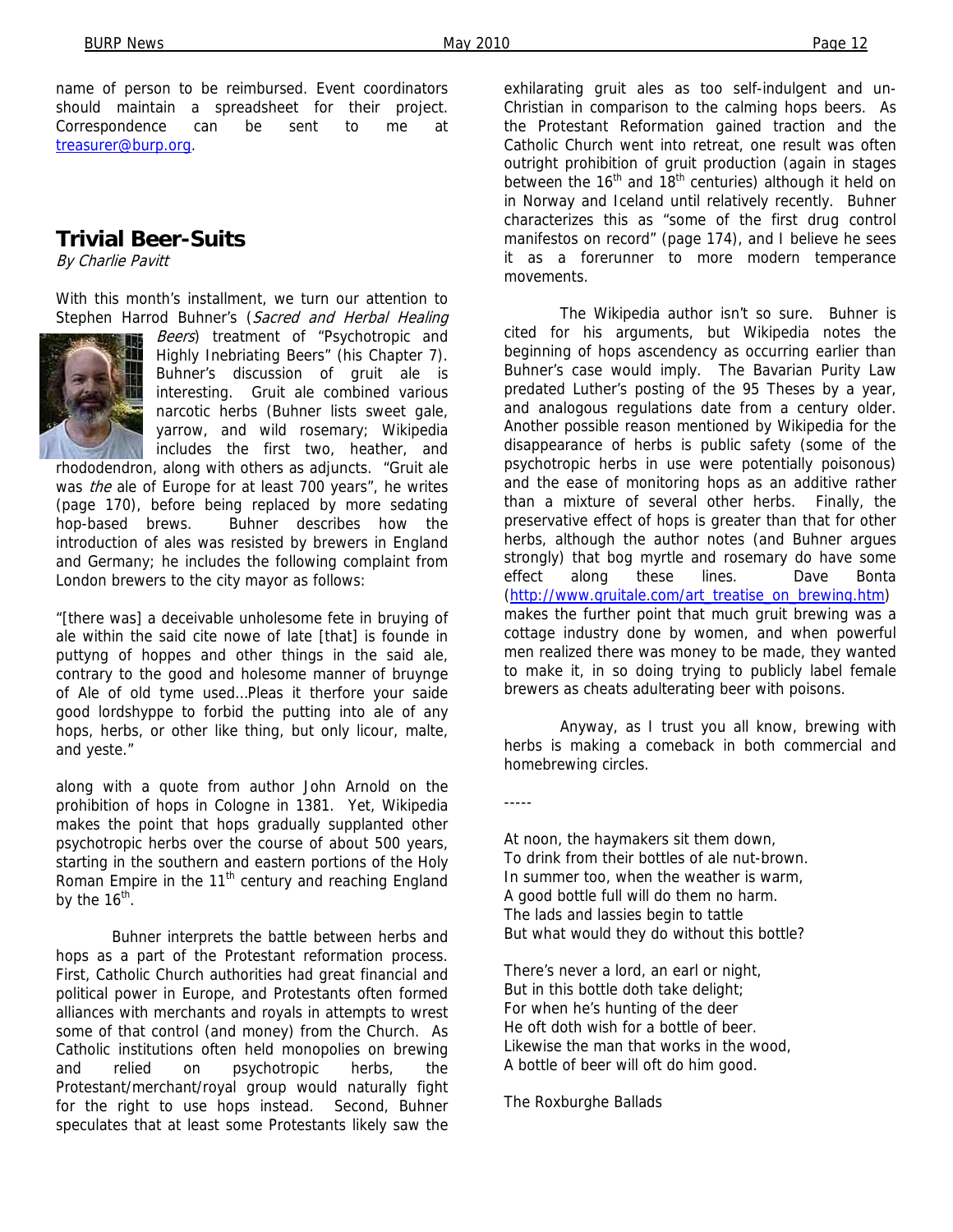name of person to be reimbursed. Event coordinators should maintain a spreadsheet for their project. Correspondence can be sent to me at treasurer@burp.org.

## Trivial Beer-Suits

*By Charlie Pavitt*

With this month's installment, we turn our attention to Stephen Harrod Buhner's (*Sacred and Herbal Healing Beers*) treatment of "Psychotropic and Highly Inebriating Beers" (his Chapter 7). Buhner's discussion of gruit ale is interesting. Gruit ale combined various narcotic herbs (Buhner lists sweet gale, yarrow, and wild rosemary; Wikipedia includes the first two, heather, and rhododendron, along with others as adjuncts. "Gruit ale was *the* ale of Europe for at least 700 years", he writes (page 170), before being replaced by more sedating hop-based brews. Buhner describes how the introduction of ales was resisted by brewers in England and Germany; he includes the following complaint from London brewers to the city mayor as follows:

"[there was] a deceivable unholesome fete in bruying of ale within the said cite nowe of late [that] is founde in puttyng of hoppes and other things in the said ale, contrary to the good and holesome manner of bruynge of Ale of old tyme used…Pleas it therfore your saide good lordshyppe to forbid the putting into ale of any hops, herbs, or other like thing, but only licour, malte, and yeste."

along with a quote from author John Arnold on the prohibition of hops in Cologne in 1381. Yet, Wikipedia makes the point that hops gradually supplanted other psychotropic herbs over the course of about 500 years, starting in the southern and eastern portions of the Holy Roman Empire in the 11th century and reaching England by the 16th.

Buhner interprets the battle between herbs and hops as a part of the Protestant reformation process. First, Catholic Church authorities had great financial and political power in Europe, and Protestants often formed alliances with merchants and royals in attempts to wrest some of that control (and money) from the Church. As Catholic institutions often held monopolies on brewing and relied on psychotropic herbs, the Protestant/merchant/royal group would naturally fight for the right to use hops instead. Second, Buhner speculates that at least some Protestants likely saw the exhilarating gruit ales as too self-indulgent and un-Christian in comparison to the calming hops beers. As the Protestant Reformation gained traction and the Catholic Church went into retreat, one result was often outright prohibition of gruit production (again in stages between the 16th and 18th centuries) although it held on in Norway and Iceland until relatively recently. Buhner characterizes this as "some of the first drug control manifestos on record" (page 174), and I believe he sees it as a forerunner to more modern temperance movements.

The Wikipedia author isn't so sure. Buhner is cited for his arguments, but Wikipedia notes the beginning of hops ascendency as occurring earlier than Buhner's case would imply. The Bavarian Purity Law predated Luther's posting of the 95 Theses by a year, and analogous regulations date from a century older. Another possible reason mentioned by Wikipedia for the disappearance of herbs is public safety (some of the psychotropic herbs in use were potentially poisonous) and the ease of monitoring hops as an additive rather than a mixture of several other herbs. Finally, the preservative effect of hops is greater than that for other herbs, although the author notes (and Buhner argues strongly) that bog myrtle and rosemary do have some effect along these lines. Dave Bonta (http://www.gruitale.com/art_treatise_on_brewing.htm) makes the further point that much gruit brewing was a cottage industry done by women, and when powerful men realized there was money to be made, they wanted to make it, in so doing trying to publicly label female brewers as cheats adulterating beer with poisons.

Anyway, as I trust you all know, brewing with herbs is making a comeback in both commercial and homebrewing circles.

-----

At noon, the haymakers sit them down,  
To drink from their bottles of ale nut-brown.  
In summer too, when the weather is warm,  
A good bottle full will do them no harm.  
The lads and lassies begin to tattle  
But what would they do without this bottle?

There's never a lord, an earl or night,  
But in this bottle doth take delight;  
For when he's hunting of the deer  
He oft doth wish for a bottle of beer.  
Likewise the man that works in the wood,  
A bottle of beer will oft do him good.

The Roxburghe Ballads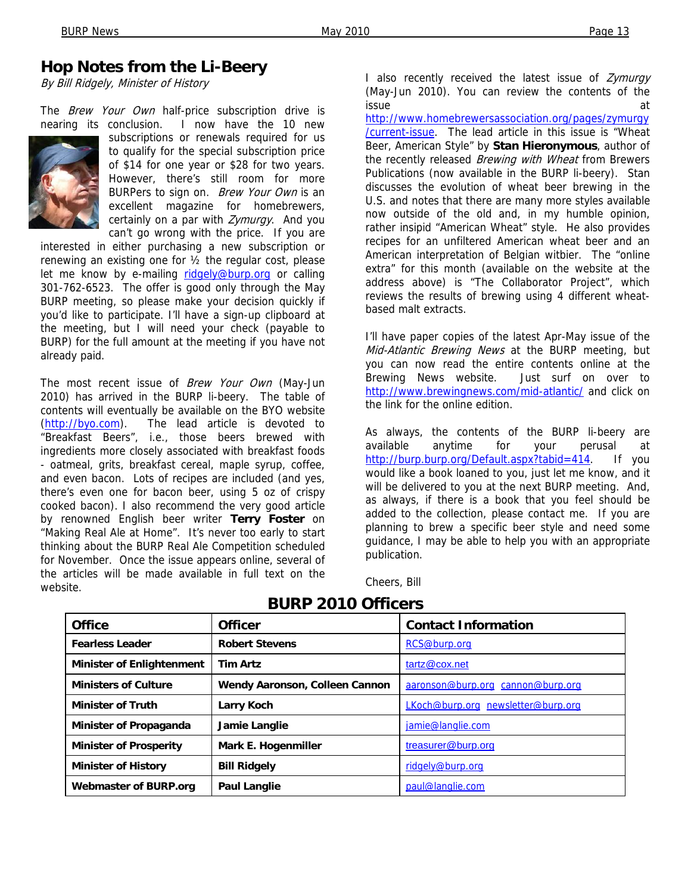## Hop Notes from the Li-Beery

*By Bill Ridgely, Minister of History*

The *Brew Your Own* half-price subscription drive is nearing its conclusion. I now have the 10 new subscriptions or renewals required for us to qualify for the special subscription price of $14 for one year or $28 for two years. However, there's still room for more BURPers to sign on. *Brew Your Own* is an excellent magazine for homebrewers, certainly on a par with *Zymurgy*. And you can't go wrong with the price. If you are interested in either purchasing a new subscription or renewing an existing one for ½ the regular cost, please let me know by e-mailing ridgely@burp.org or calling 301-762-6523. The offer is good only through the May BURP meeting, so please make your decision quickly if you'd like to participate. I'll have a sign-up clipboard at the meeting, but I will need your check (payable to BURP) for the full amount at the meeting if you have not already paid.

The most recent issue of *Brew Your Own* (May-Jun 2010) has arrived in the BURP li-beery. The table of contents will eventually be available on the BYO website (http://byo.com). The lead article is devoted to "Breakfast Beers", i.e., those beers brewed with ingredients more closely associated with breakfast foods - oatmeal, grits, breakfast cereal, maple syrup, coffee, and even bacon. Lots of recipes are included (and yes, there's even one for bacon beer, using 5 oz of crispy cooked bacon). I also recommend the very good article by renowned English beer writer **Terry Foster** on "Making Real Ale at Home". It's never too early to start thinking about the BURP Real Ale Competition scheduled for November. Once the issue appears online, several of the articles will be made available in full text on the website.

I also recently received the latest issue of *Zymurgy* (May-Jun 2010). You can review the contents of the issue at http://www.homebrewersassociation.org/pages/zymurgy/current-issue. The lead article in this issue is "Wheat Beer, American Style" by **Stan Hieronymous**, author of the recently released *Brewing with Wheat* from Brewers Publications (now available in the BURP li-beery). Stan discusses the evolution of wheat beer brewing in the U.S. and notes that there are many more styles available now outside of the old and, in my humble opinion, rather insipid "American Wheat" style. He also provides recipes for an unfiltered American wheat beer and an American interpretation of Belgian witbier. The "online extra" for this month (available on the website at the address above) is "The Collaborator Project", which reviews the results of brewing using 4 different wheat-based malt extracts.

I'll have paper copies of the latest Apr-May issue of the *Mid-Atlantic Brewing News* at the BURP meeting, but you can now read the entire contents online at the Brewing News website. Just surf on over to http://www.brewingnews.com/mid-atlantic/ and click on the link for the online edition.

As always, the contents of the BURP li-beery are available anytime for your perusal at http://burp.burp.org/Default.aspx?tabid=414. If you would like a book loaned to you, just let me know, and it will be delivered to you at the next BURP meeting. And, as always, if there is a book that you feel should be added to the collection, please contact me. If you are planning to brew a specific beer style and need some guidance, I may be able to help you with an appropriate publication.

Cheers, Bill

## BURP 2010 Officers

| Office | Officer | Contact Information |
|---|---|---|
| **Fearless Leader** | **Robert Stevens** | RCS@burp.org |
| **Minister of Enlightenment** | **Tim Artz** | tartz@cox.net |
| **Ministers of Culture** | **Wendy Aaronson, Colleen Cannon** | aaronson@burp.org cannon@burp.org |
| **Minister of Truth** | **Larry Koch** | LKoch@burp.org newsletter@burp.org |
| **Minister of Propaganda** | **Jamie Langlie** | jamie@langlie.com |
| **Minister of Prosperity** | **Mark E. Hogenmiller** | treasurer@burp.org |
| **Minister of History** | **Bill Ridgely** | ridgely@burp.org |
| **Webmaster of BURP.org** | **Paul Langlie** | paul@langlie.com |